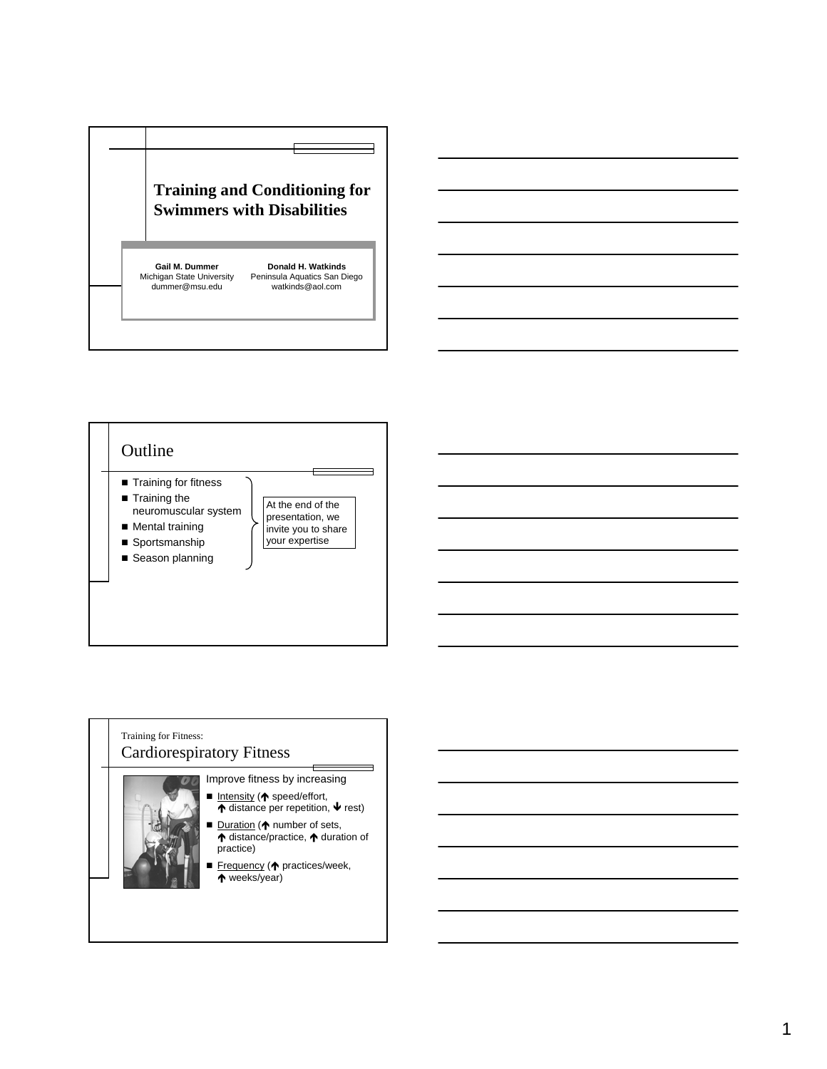# Training and Conditioning for Swimmers with Disabilities

**Gail M. Dummer**
Michigan State University
dummer@msu.edu

**Donald H. Watkinds**
Peninsula Aquatics San Diego
watkinds@aol.com

## Outline

- Training for fitness
- Training the neuromuscular system
- Mental training
- Sportsmanship
- Season planning

At the end of the presentation, we invite you to share your expertise

## Training for Fitness: Cardiorespiratory Fitness

Improve fitness by increasing

- Intensity (↑ speed/effort, ↑ distance per repetition, ↓ rest)
- Duration (↑ number of sets, ↑ distance/practice, ↑ duration of practice)
- Frequency (↑ practices/week, ↑ weeks/year)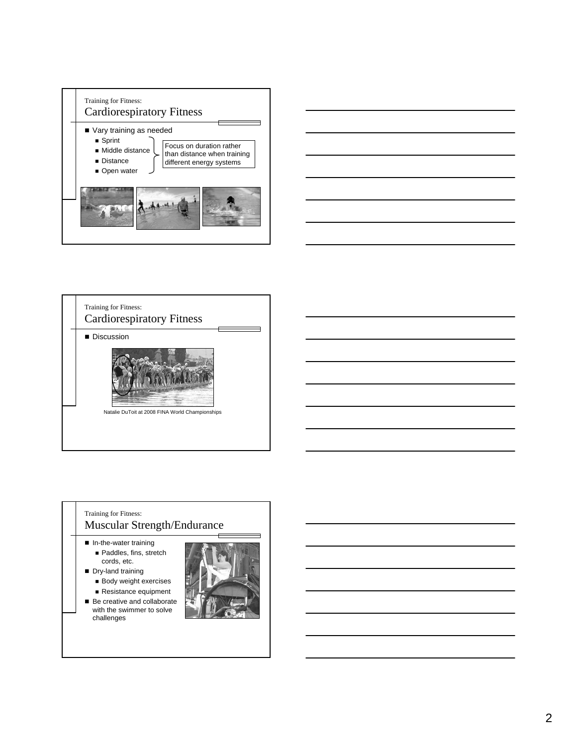Training for Fitness:

## Cardiorespiratory Fitness

- Vary training as needed
  - Sprint
  - Middle distance
  - Distance
  - Open water

Focus on duration rather than distance when training different energy systems

Training for Fitness:

## Cardiorespiratory Fitness

- Discussion

Natalie DuToit at 2008 FINA World Championships

Training for Fitness:

## Muscular Strength/Endurance

- In-the-water training
  - Paddles, fins, stretch cords, etc.
- Dry-land training
  - Body weight exercises
  - Resistance equipment
- Be creative and collaborate with the swimmer to solve challenges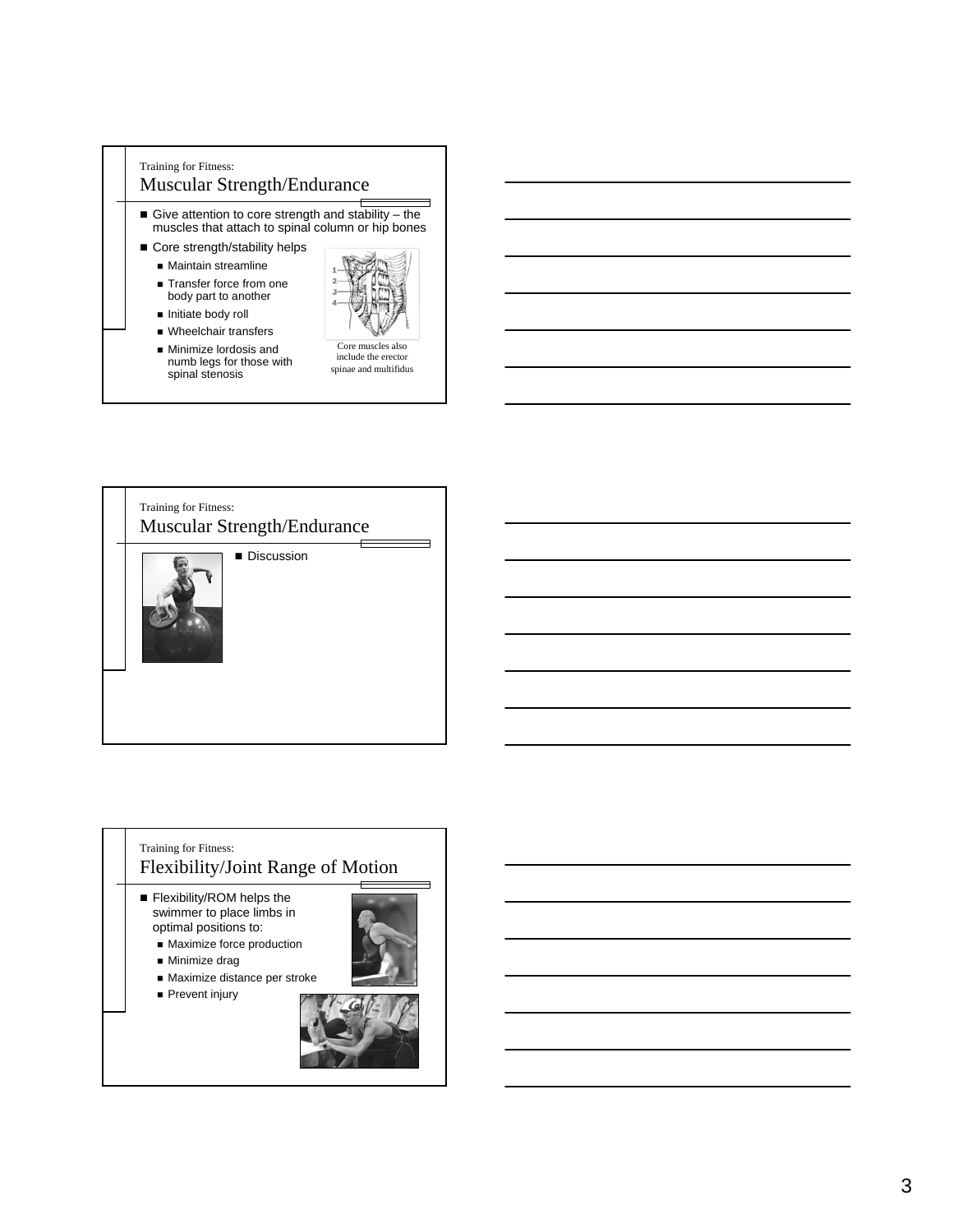Training for Fitness:

## Muscular Strength/Endurance

- Give attention to core strength and stability – the muscles that attach to spinal column or hip bones
- Core strength/stability helps
  - Maintain streamline
  - Transfer force from one body part to another
  - Initiate body roll
  - Wheelchair transfers
  - Minimize lordosis and numb legs for those with spinal stenosis

Core muscles also include the erector spinae and multifidus

Training for Fitness:

## Muscular Strength/Endurance

- Discussion

Training for Fitness:

## Flexibility/Joint Range of Motion

- Flexibility/ROM helps the swimmer to place limbs in optimal positions to:
  - Maximize force production
  - Minimize drag
  - Maximize distance per stroke
  - Prevent injury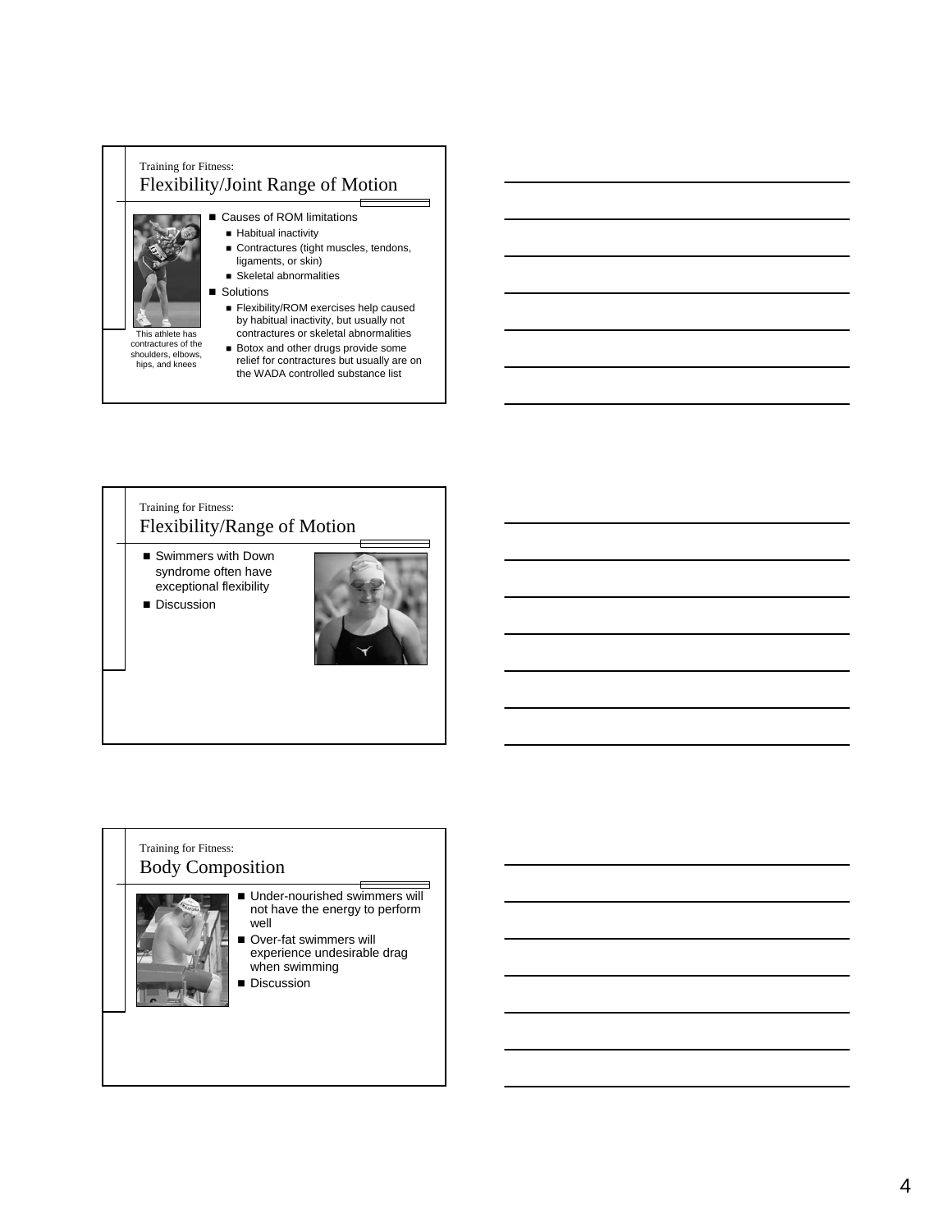## Training for Fitness: Flexibility/Joint Range of Motion

- Causes of ROM limitations
  - Habitual inactivity
  - Contractures (tight muscles, tendons, ligaments, or skin)
  - Skeletal abnormalities
- Solutions
  - Flexibility/ROM exercises help caused by habitual inactivity, but usually not contractures or skeletal abnormalities
  - Botox and other drugs provide some relief for contractures but usually are on the WADA controlled substance list

This athlete has contractures of the shoulders, elbows, hips, and knees

## Training for Fitness: Flexibility/Range of Motion

- Swimmers with Down syndrome often have exceptional flexibility
- Discussion

## Training for Fitness: Body Composition

- Under-nourished swimmers will not have the energy to perform well
- Over-fat swimmers will experience undesirable drag when swimming
- Discussion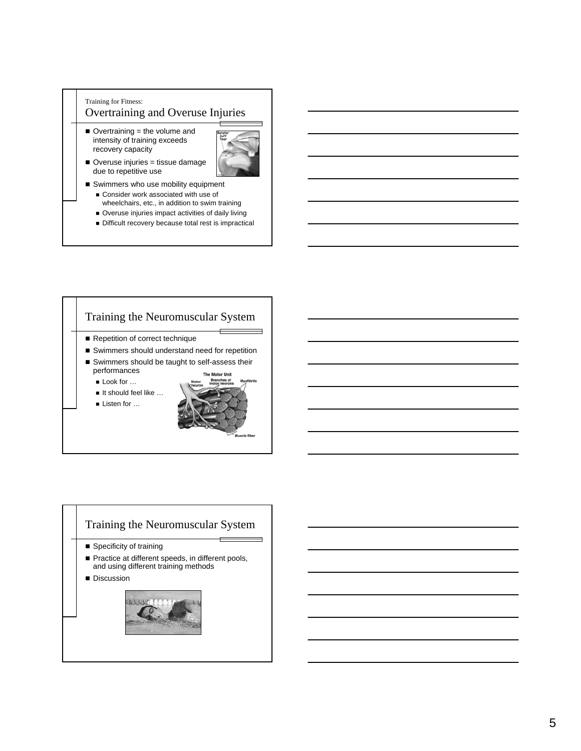Training for Fitness:

## Overtraining and Overuse Injuries

- Overtraining = the volume and intensity of training exceeds recovery capacity
- Overuse injuries = tissue damage due to repetitive use
- Swimmers who use mobility equipment
  - Consider work associated with use of wheelchairs, etc., in addition to swim training
  - Overuse injuries impact activities of daily living
  - Difficult recovery because total rest is impractical

## Training the Neuromuscular System

- Repetition of correct technique
- Swimmers should understand need for repetition
- Swimmers should be taught to self-assess their performances
  - Look for …
  - It should feel like …
  - Listen for …

## Training the Neuromuscular System

- Specificity of training
- Practice at different speeds, in different pools, and using different training methods
- Discussion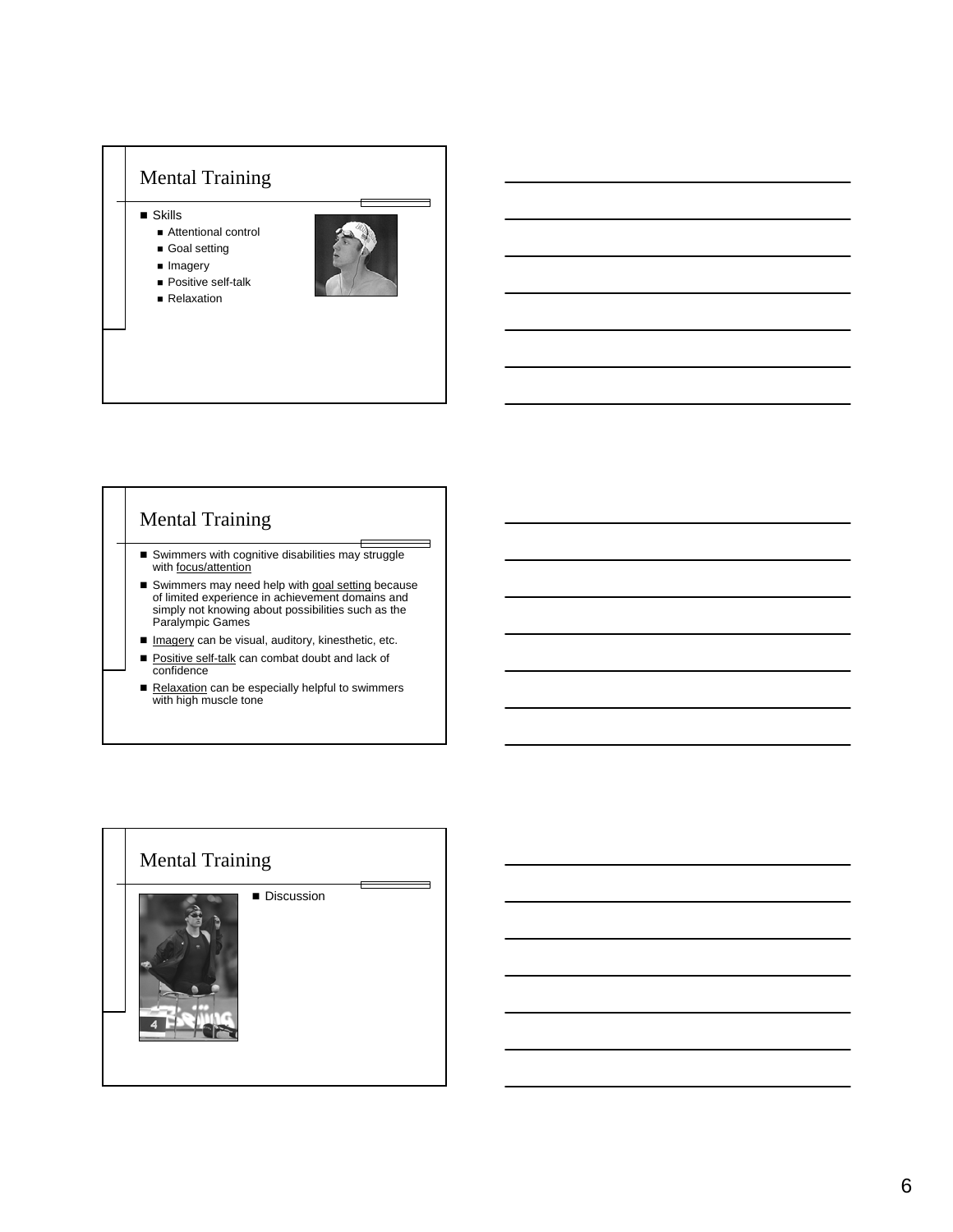## Mental Training

- Skills
  - Attentional control
  - Goal setting
  - Imagery
  - Positive self-talk
  - Relaxation

## Mental Training

- Swimmers with cognitive disabilities may struggle with focus/attention
- Swimmers may need help with goal setting because of limited experience in achievement domains and simply not knowing about possibilities such as the Paralympic Games
- Imagery can be visual, auditory, kinesthetic, etc.
- Positive self-talk can combat doubt and lack of confidence
- Relaxation can be especially helpful to swimmers with high muscle tone

## Mental Training

- Discussion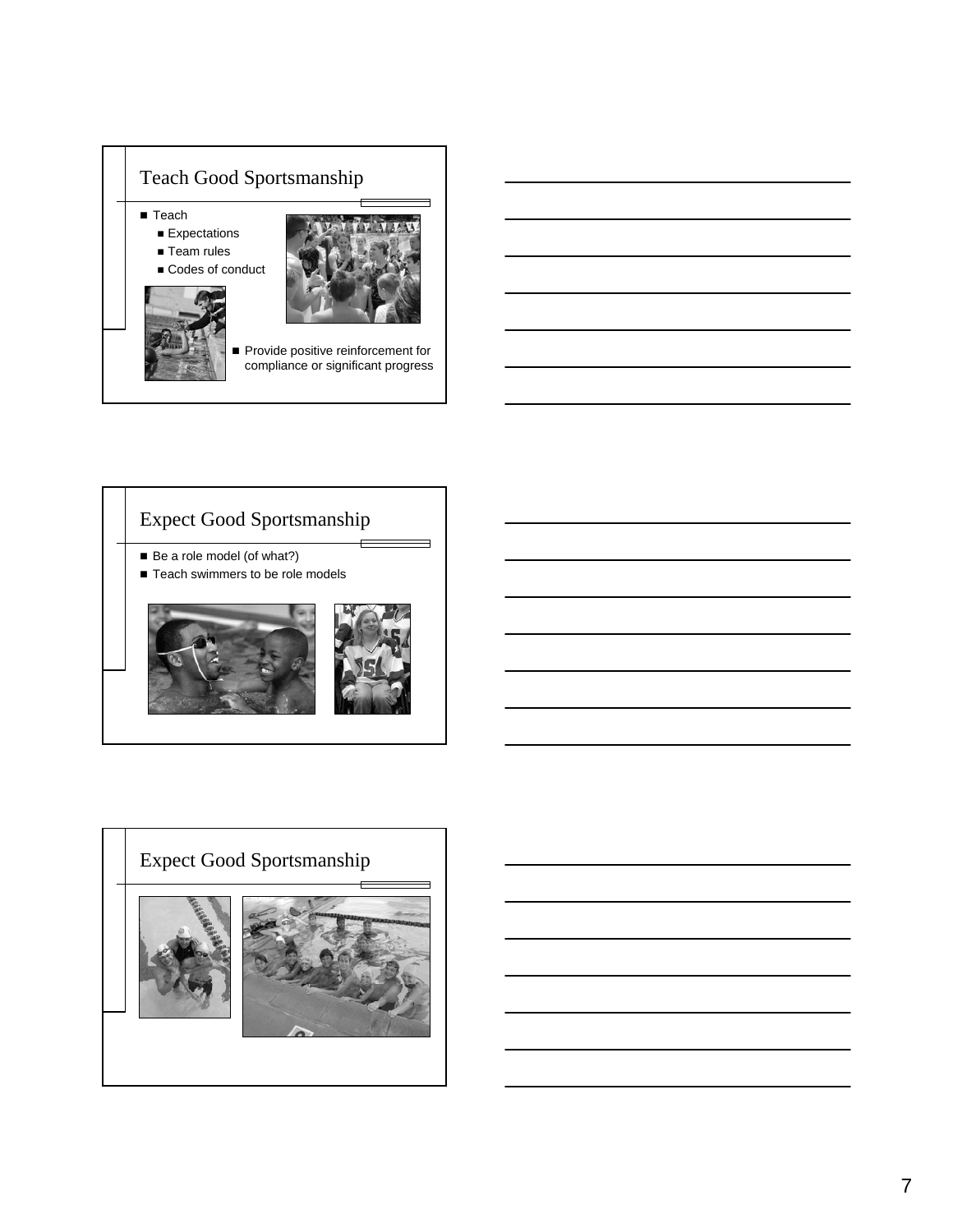## Teach Good Sportsmanship

- Teach
  - Expectations
  - Team rules
  - Codes of conduct
- Provide positive reinforcement for compliance or significant progress

## Expect Good Sportsmanship

- Be a role model (of what?)
- Teach swimmers to be role models

## Expect Good Sportsmanship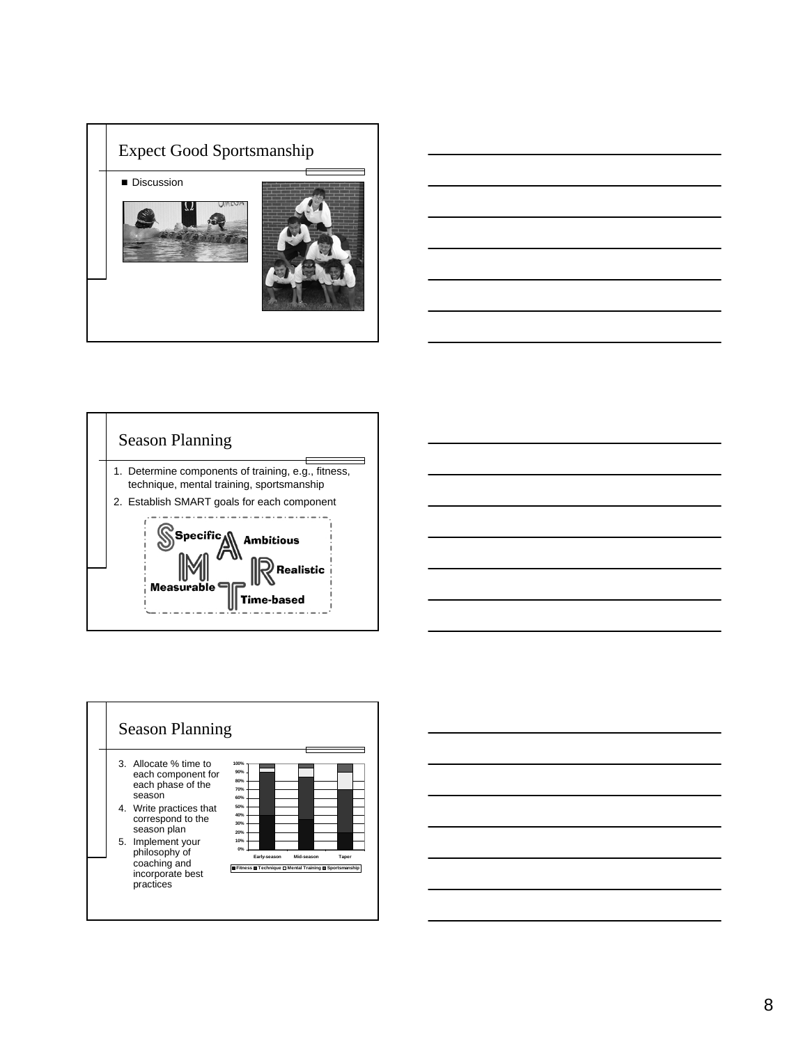## Expect Good Sportsmanship

- Discussion

## Season Planning

1. Determine components of training, e.g., fitness, technique, mental training, sportsmanship
2. Establish SMART goals for each component

**S** Specific
**M** Measurable
**A** Ambitious
**R** Realistic
**T** Time-based

## Season Planning

3. Allocate % time to each component for each phase of the season
4. Write practices that correspond to the season plan
5. Implement your philosophy of coaching and incorporate best practices

100%
90%
80%
70%
60%
50%
40%
30%
20%
10%
0%

Early-season Mid-season Taper

Fitness Technique Mental Training Sportsmanship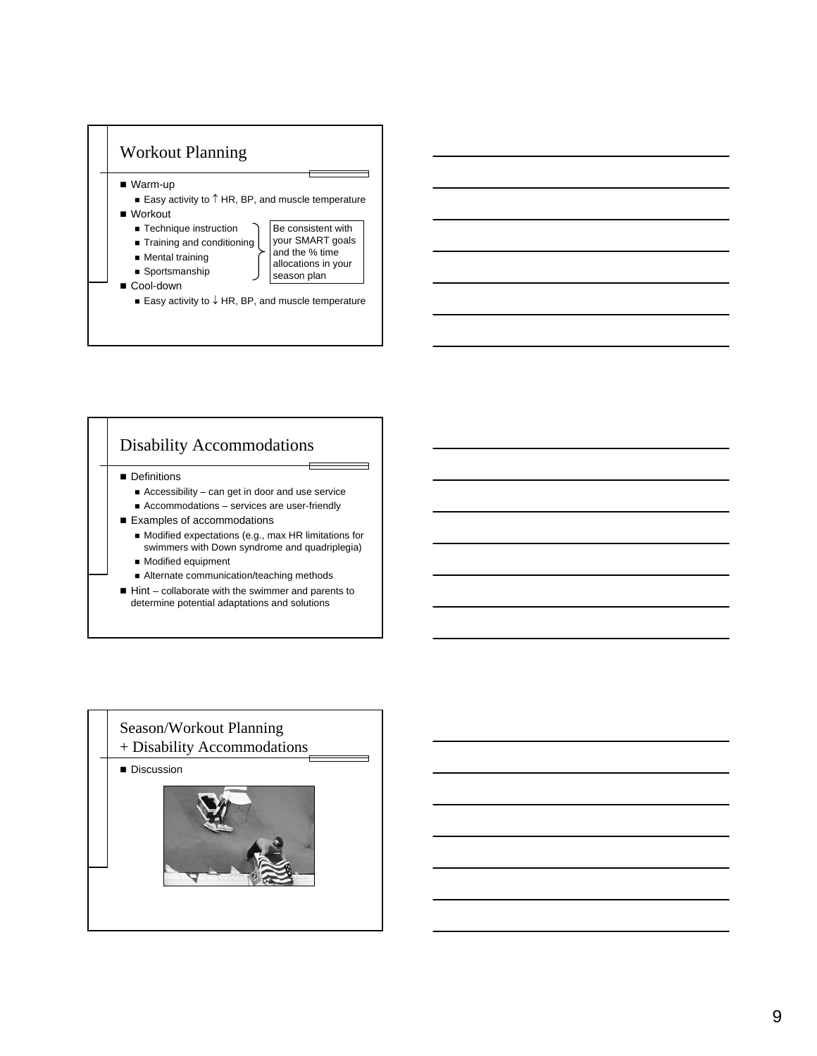## Workout Planning

- Warm-up
  - Easy activity to ↑ HR, BP, and muscle temperature
- Workout
  - Technique instruction
  - Training and conditioning
  - Mental training
  - Sportsmanship

  Be consistent with your SMART goals and the % time allocations in your season plan
- Cool-down
  - Easy activity to ↓ HR, BP, and muscle temperature

## Disability Accommodations

- Definitions
  - Accessibility – can get in door and use service
  - Accommodations – services are user-friendly
- Examples of accommodations
  - Modified expectations (e.g., max HR limitations for swimmers with Down syndrome and quadriplegia)
  - Modified equipment
  - Alternate communication/teaching methods
- Hint – collaborate with the swimmer and parents to determine potential adaptations and solutions

## Season/Workout Planning + Disability Accommodations

- Discussion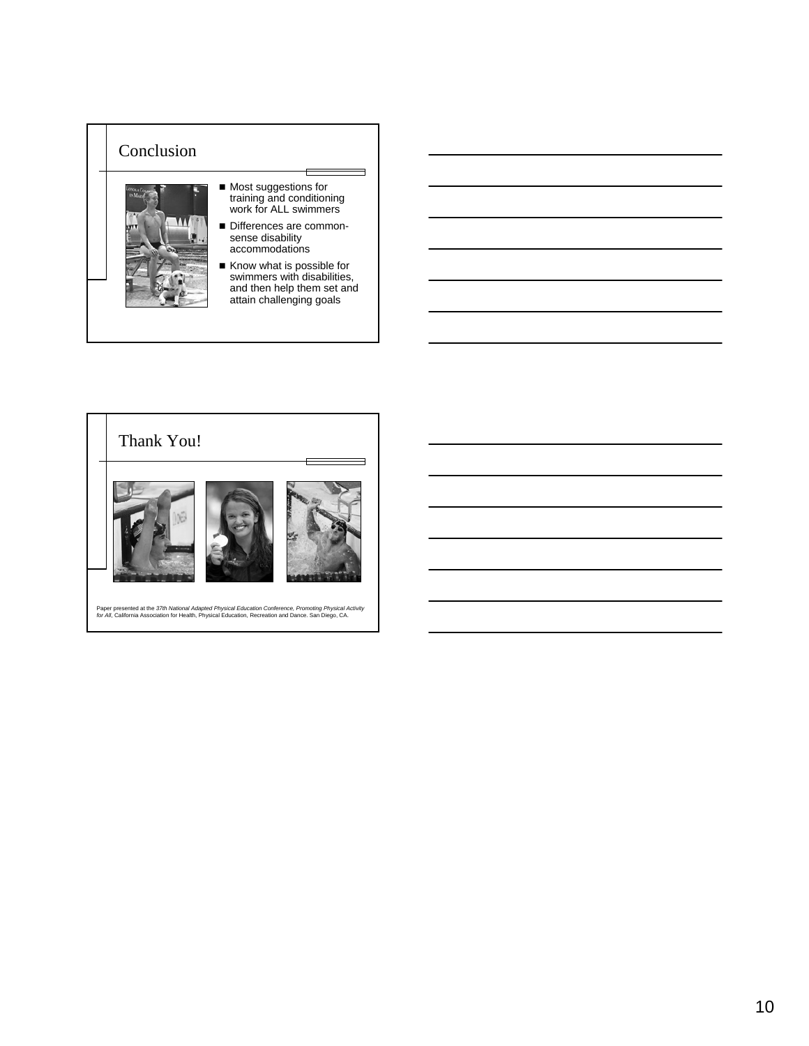## Conclusion

- Most suggestions for training and conditioning work for ALL swimmers
- Differences are common-sense disability accommodations
- Know what is possible for swimmers with disabilities, and then help them set and attain challenging goals

## Thank You!

Paper presented at the *37th National Adapted Physical Education Conference, Promoting Physical Activity for All*, California Association for Health, Physical Education, Recreation and Dance. San Diego, CA.